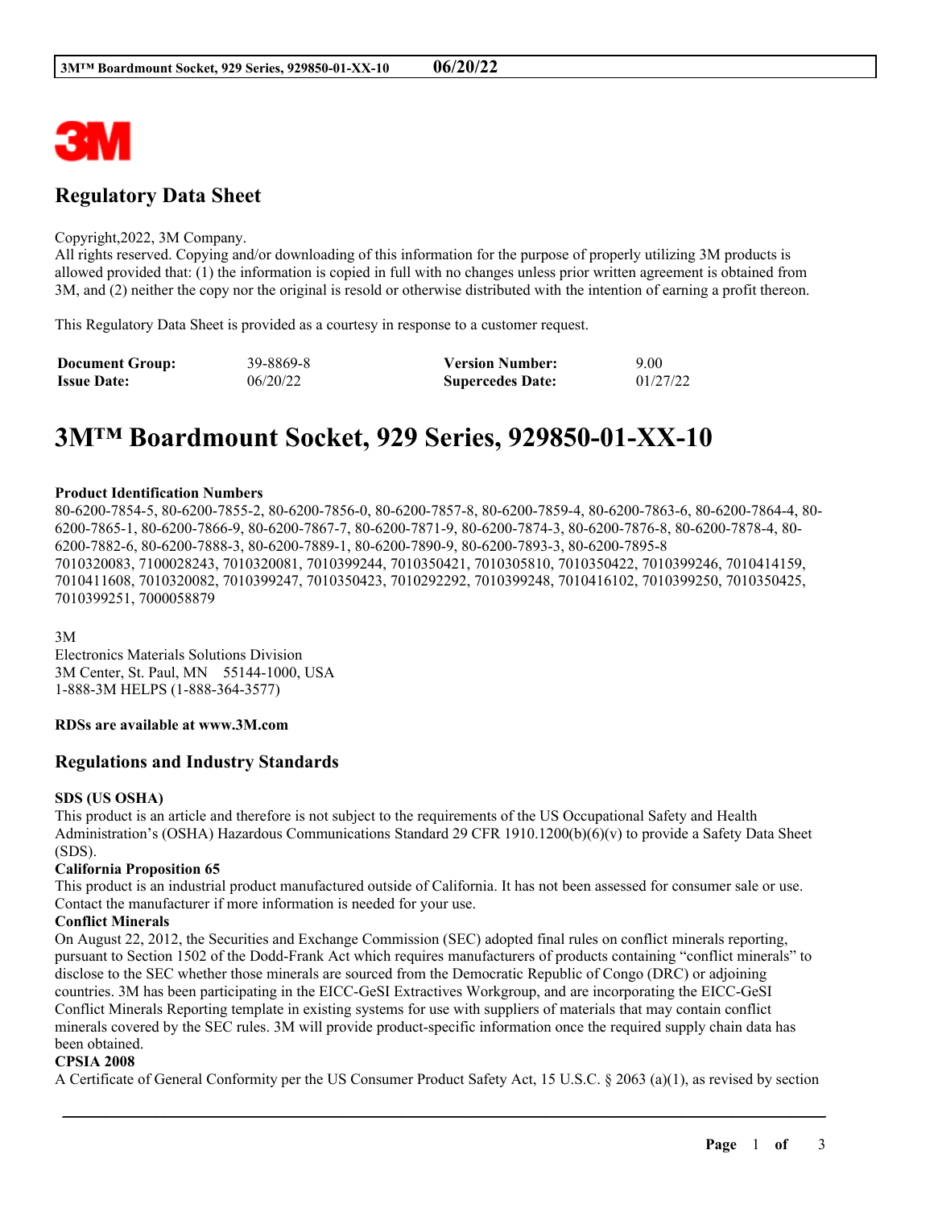# Regulatory Data Sheet

Copyright,2022, 3M Company.
All rights reserved. Copying and/or downloading of this information for the purpose of properly utilizing 3M products is allowed provided that: (1) the information is copied in full with no changes unless prior written agreement is obtained from 3M, and (2) neither the copy nor the original is resold or otherwise distributed with the intention of earning a profit thereon.

This Regulatory Data Sheet is provided as a courtesy in response to a customer request.

| | | | |
|---|---|---|---|
| **Document Group:** | 39-8869-8 | **Version Number:** | 9.00 |
| **Issue Date:** | 06/20/22 | **Supercedes Date:** | 01/27/22 |

# 3M™ Boardmount Socket, 929 Series, 929850-01-XX-10

**Product Identification Numbers**
80-6200-7854-5, 80-6200-7855-2, 80-6200-7856-0, 80-6200-7857-8, 80-6200-7859-4, 80-6200-7863-6, 80-6200-7864-4, 80-6200-7865-1, 80-6200-7866-9, 80-6200-7867-7, 80-6200-7871-9, 80-6200-7874-3, 80-6200-7876-8, 80-6200-7878-4, 80-6200-7882-6, 80-6200-7888-3, 80-6200-7889-1, 80-6200-7890-9, 80-6200-7893-3, 80-6200-7895-8
7010320083, 7100028243, 7010320081, 7010399244, 7010350421, 7010305810, 7010350422, 7010399246, 7010414159, 7010411608, 7010320082, 7010399247, 7010350423, 7010292292, 7010399248, 7010416102, 7010399250, 7010350425, 7010399251, 7000058879

3M
Electronics Materials Solutions Division
3M Center, St. Paul, MN 55144-1000, USA
1-888-3M HELPS (1-888-364-3577)

**RDSs are available at www.3M.com**

## Regulations and Industry Standards

**SDS (US OSHA)**
This product is an article and therefore is not subject to the requirements of the US Occupational Safety and Health Administration's (OSHA) Hazardous Communications Standard 29 CFR 1910.1200(b)(6)(v) to provide a Safety Data Sheet (SDS).

**California Proposition 65**
This product is an industrial product manufactured outside of California. It has not been assessed for consumer sale or use. Contact the manufacturer if more information is needed for your use.

**Conflict Minerals**
On August 22, 2012, the Securities and Exchange Commission (SEC) adopted final rules on conflict minerals reporting, pursuant to Section 1502 of the Dodd-Frank Act which requires manufacturers of products containing "conflict minerals" to disclose to the SEC whether those minerals are sourced from the Democratic Republic of Congo (DRC) or adjoining countries. 3M has been participating in the EICC-GeSI Extractives Workgroup, and are incorporating the EICC-GeSI Conflict Minerals Reporting template in existing systems for use with suppliers of materials that may contain conflict minerals covered by the SEC rules. 3M will provide product-specific information once the required supply chain data has been obtained.

**CPSIA 2008**
A Certificate of General Conformity per the US Consumer Product Safety Act, 15 U.S.C. § 2063 (a)(1), as revised by section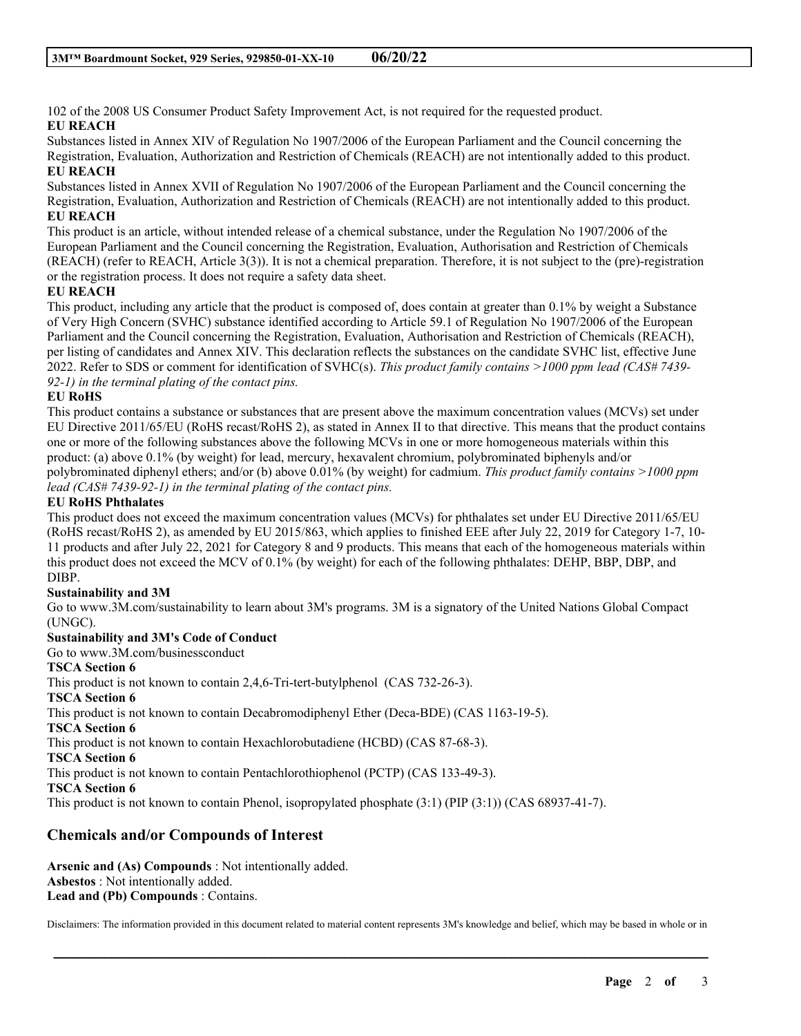102 of the 2008 US Consumer Product Safety Improvement Act, is not required for the requested product.

**EU REACH**

Substances listed in Annex XIV of Regulation No 1907/2006 of the European Parliament and the Council concerning the Registration, Evaluation, Authorization and Restriction of Chemicals (REACH) are not intentionally added to this product.

**EU REACH**

Substances listed in Annex XVII of Regulation No 1907/2006 of the European Parliament and the Council concerning the Registration, Evaluation, Authorization and Restriction of Chemicals (REACH) are not intentionally added to this product.

**EU REACH**

This product is an article, without intended release of a chemical substance, under the Regulation No 1907/2006 of the European Parliament and the Council concerning the Registration, Evaluation, Authorisation and Restriction of Chemicals (REACH) (refer to REACH, Article 3(3)). It is not a chemical preparation. Therefore, it is not subject to the (pre)-registration or the registration process. It does not require a safety data sheet.

**EU REACH**

This product, including any article that the product is composed of, does contain at greater than 0.1% by weight a Substance of Very High Concern (SVHC) substance identified according to Article 59.1 of Regulation No 1907/2006 of the European Parliament and the Council concerning the Registration, Evaluation, Authorisation and Restriction of Chemicals (REACH), per listing of candidates and Annex XIV. This declaration reflects the substances on the candidate SVHC list, effective June 2022. Refer to SDS or comment for identification of SVHC(s). *This product family contains >1000 ppm lead (CAS# 7439-92-1) in the terminal plating of the contact pins.*

**EU RoHS**

This product contains a substance or substances that are present above the maximum concentration values (MCVs) set under EU Directive 2011/65/EU (RoHS recast/RoHS 2), as stated in Annex II to that directive. This means that the product contains one or more of the following substances above the following MCVs in one or more homogeneous materials within this product: (a) above 0.1% (by weight) for lead, mercury, hexavalent chromium, polybrominated biphenyls and/or polybrominated diphenyl ethers; and/or (b) above 0.01% (by weight) for cadmium. *This product family contains >1000 ppm lead (CAS# 7439-92-1) in the terminal plating of the contact pins.*

**EU RoHS Phthalates**

This product does not exceed the maximum concentration values (MCVs) for phthalates set under EU Directive 2011/65/EU (RoHS recast/RoHS 2), as amended by EU 2015/863, which applies to finished EEE after July 22, 2019 for Category 1-7, 10-11 products and after July 22, 2021 for Category 8 and 9 products. This means that each of the homogeneous materials within this product does not exceed the MCV of 0.1% (by weight) for each of the following phthalates: DEHP, BBP, DBP, and DIBP.

**Sustainability and 3M**

Go to www.3M.com/sustainability to learn about 3M's programs. 3M is a signatory of the United Nations Global Compact (UNGC).

**Sustainability and 3M's Code of Conduct**

Go to www.3M.com/businessconduct

**TSCA Section 6**

This product is not known to contain 2,4,6-Tri-tert-butylphenol (CAS 732-26-3).

**TSCA Section 6**

This product is not known to contain Decabromodiphenyl Ether (Deca-BDE) (CAS 1163-19-5).

**TSCA Section 6**

This product is not known to contain Hexachlorobutadiene (HCBD) (CAS 87-68-3).

**TSCA Section 6**

This product is not known to contain Pentachlorothiophenol (PCTP) (CAS 133-49-3).

**TSCA Section 6**

This product is not known to contain Phenol, isopropylated phosphate (3:1) (PIP (3:1)) (CAS 68937-41-7).

## Chemicals and/or Compounds of Interest

**Arsenic and (As) Compounds** : Not intentionally added.
**Asbestos** : Not intentionally added.
**Lead and (Pb) Compounds** : Contains.

Disclaimers: The information provided in this document related to material content represents 3M's knowledge and belief, which may be based in whole or in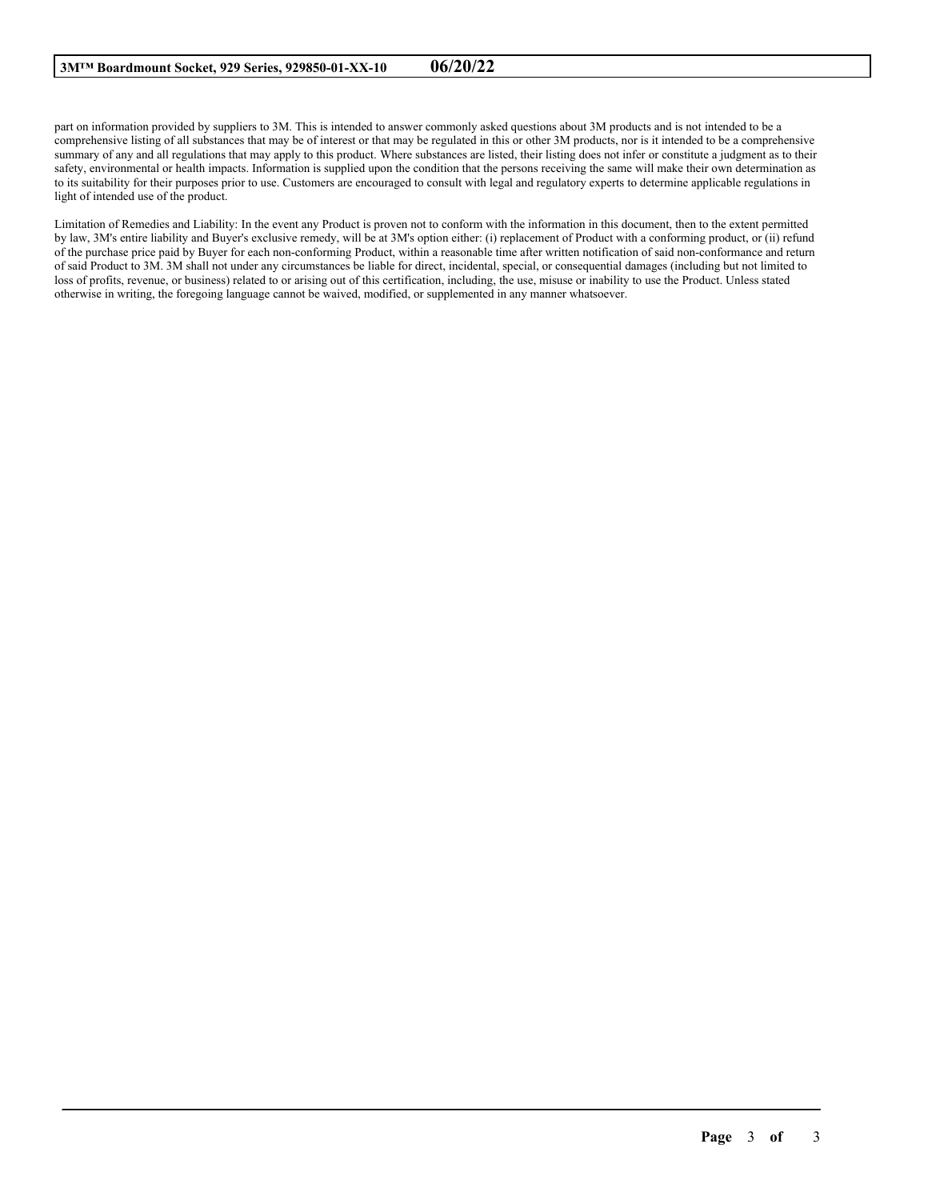part on information provided by suppliers to 3M. This is intended to answer commonly asked questions about 3M products and is not intended to be a comprehensive listing of all substances that may be of interest or that may be regulated in this or other 3M products, nor is it intended to be a comprehensive summary of any and all regulations that may apply to this product. Where substances are listed, their listing does not infer or constitute a judgment as to their safety, environmental or health impacts. Information is supplied upon the condition that the persons receiving the same will make their own determination as to its suitability for their purposes prior to use. Customers are encouraged to consult with legal and regulatory experts to determine applicable regulations in light of intended use of the product.

Limitation of Remedies and Liability: In the event any Product is proven not to conform with the information in this document, then to the extent permitted by law, 3M's entire liability and Buyer's exclusive remedy, will be at 3M's option either: (i) replacement of Product with a conforming product, or (ii) refund of the purchase price paid by Buyer for each non-conforming Product, within a reasonable time after written notification of said non-conformance and return of said Product to 3M. 3M shall not under any circumstances be liable for direct, incidental, special, or consequential damages (including but not limited to loss of profits, revenue, or business) related to or arising out of this certification, including, the use, misuse or inability to use the Product. Unless stated otherwise in writing, the foregoing language cannot be waived, modified, or supplemented in any manner whatsoever.